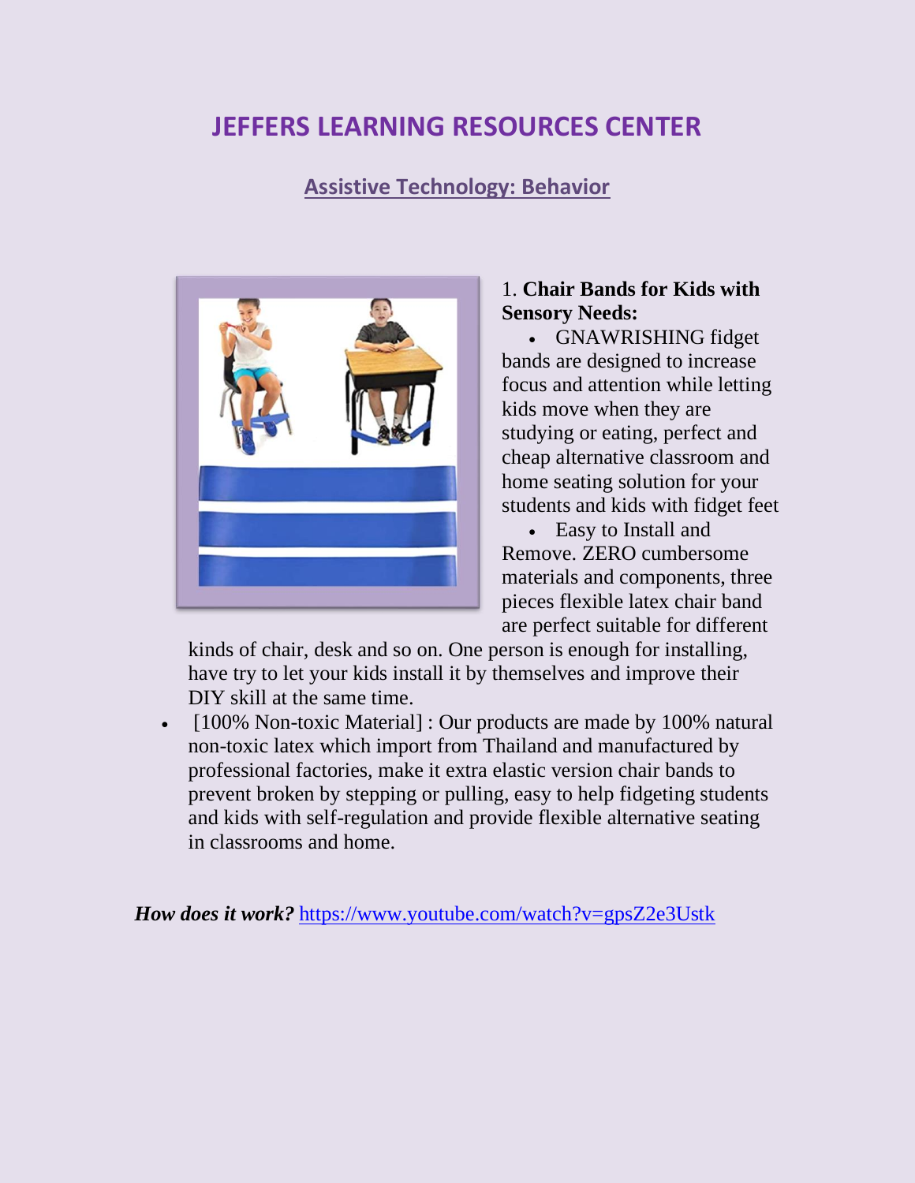# JEFFERS LEARNING RESOURCES CENTER

## Assistive Technology: Behavior

1. **Chair Bands for Kids with Sensory Needs:**

- GNAWRISHING fidget bands are designed to increase focus and attention while letting kids move when they are studying or eating, perfect and cheap alternative classroom and home seating solution for your students and kids with fidget feet
- Easy to Install and Remove. ZERO cumbersome materials and components, three pieces flexible latex chair band are perfect suitable for different kinds of chair, desk and so on. One person is enough for installing, have try to let your kids install it by themselves and improve their DIY skill at the same time.
- [100% Non-toxic Material] : Our products are made by 100% natural non-toxic latex which import from Thailand and manufactured by professional factories, make it extra elastic version chair bands to prevent broken by stepping or pulling, easy to help fidgeting students and kids with self-regulation and provide flexible alternative seating in classrooms and home.

***How does it work?*** https://www.youtube.com/watch?v=gpsZ2e3Ustk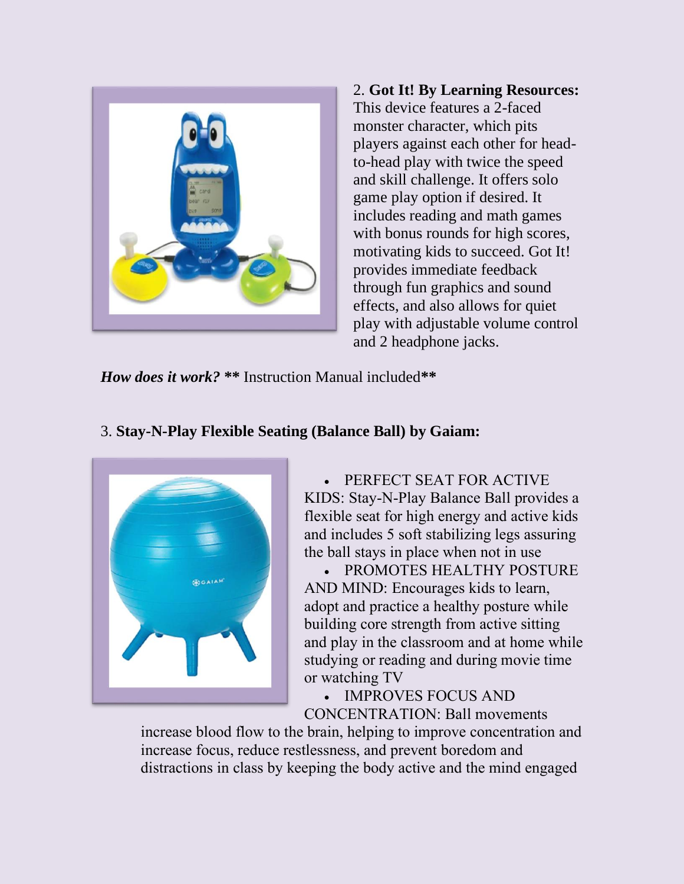2. **Got It! By Learning Resources:** This device features a 2-faced monster character, which pits players against each other for head-to-head play with twice the speed and skill challenge. It offers solo game play option if desired. It includes reading and math games with bonus rounds for high scores, motivating kids to succeed. Got It! provides immediate feedback through fun graphics and sound effects, and also allows for quiet play with adjustable volume control and 2 headphone jacks.

***How does it work?* \*\*** Instruction Manual included**\*\***

3. **Stay-N-Play Flexible Seating (Balance Ball) by Gaiam:**

- PERFECT SEAT FOR ACTIVE KIDS: Stay-N-Play Balance Ball provides a flexible seat for high energy and active kids and includes 5 soft stabilizing legs assuring the ball stays in place when not in use
- PROMOTES HEALTHY POSTURE AND MIND: Encourages kids to learn, adopt and practice a healthy posture while building core strength from active sitting and play in the classroom and at home while studying or reading and during movie time or watching TV
- IMPROVES FOCUS AND CONCENTRATION: Ball movements increase blood flow to the brain, helping to improve concentration and increase focus, reduce restlessness, and prevent boredom and distractions in class by keeping the body active and the mind engaged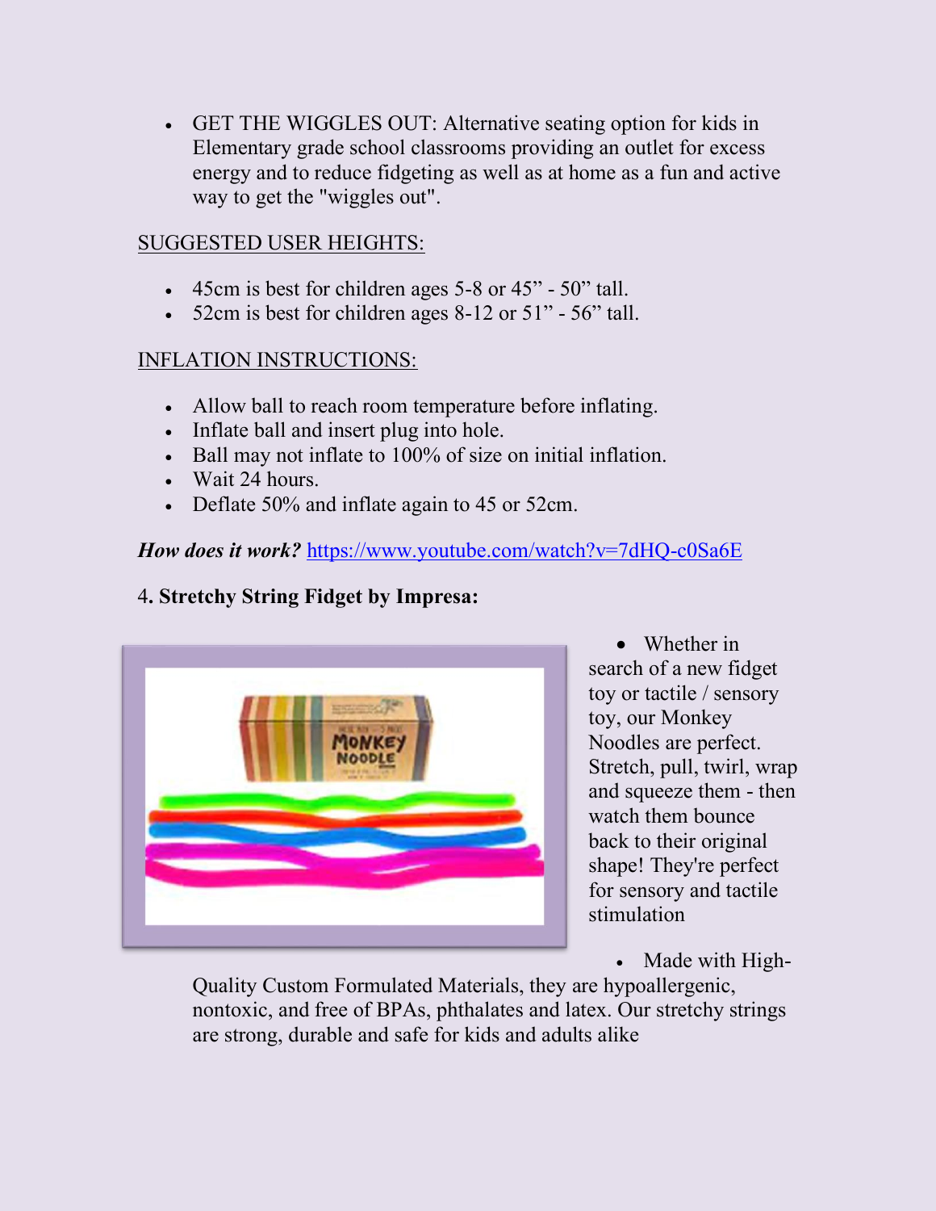- GET THE WIGGLES OUT: Alternative seating option for kids in Elementary grade school classrooms providing an outlet for excess energy and to reduce fidgeting as well as at home as a fun and active way to get the "wiggles out".

SUGGESTED USER HEIGHTS:

- 45cm is best for children ages 5-8 or 45” - 50” tall.
- 52cm is best for children ages 8-12 or 51” - 56” tall.

INFLATION INSTRUCTIONS:

- Allow ball to reach room temperature before inflating.
- Inflate ball and insert plug into hole.
- Ball may not inflate to 100% of size on initial inflation.
- Wait 24 hours.
- Deflate 50% and inflate again to 45 or 52cm.

***How does it work?*** [https://www.youtube.com/watch?v=7dHQ-c0Sa6E](https://www.youtube.com/watch?v=7dHQ-c0Sa6E)

4**. Stretchy String Fidget by Impresa:**

- Whether in search of a new fidget toy or tactile / sensory toy, our Monkey Noodles are perfect. Stretch, pull, twirl, wrap and squeeze them - then watch them bounce back to their original shape! They're perfect for sensory and tactile stimulation
- Made with High-Quality Custom Formulated Materials, they are hypoallergenic, nontoxic, and free of BPAs, phthalates and latex. Our stretchy strings are strong, durable and safe for kids and adults alike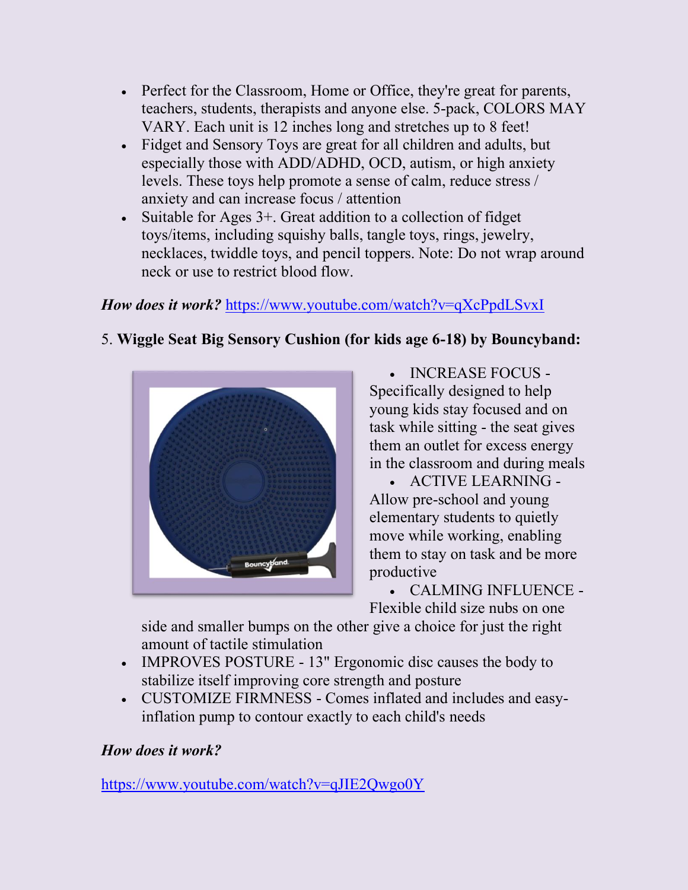- Perfect for the Classroom, Home or Office, they're great for parents, teachers, students, therapists and anyone else. 5-pack, COLORS MAY VARY. Each unit is 12 inches long and stretches up to 8 feet!
- Fidget and Sensory Toys are great for all children and adults, but especially those with ADD/ADHD, OCD, autism, or high anxiety levels. These toys help promote a sense of calm, reduce stress / anxiety and can increase focus / attention
- Suitable for Ages 3+. Great addition to a collection of fidget toys/items, including squishy balls, tangle toys, rings, jewelry, necklaces, twiddle toys, and pencil toppers. Note: Do not wrap around neck or use to restrict blood flow.

***How does it work?*** https://www.youtube.com/watch?v=qXcPpdLSvxI

5. **Wiggle Seat Big Sensory Cushion (for kids age 6-18) by Bouncyband:**

- INCREASE FOCUS - Specifically designed to help young kids stay focused and on task while sitting - the seat gives them an outlet for excess energy in the classroom and during meals
- ACTIVE LEARNING - Allow pre-school and young elementary students to quietly move while working, enabling them to stay on task and be more productive
- CALMING INFLUENCE - Flexible child size nubs on one side and smaller bumps on the other give a choice for just the right amount of tactile stimulation
- IMPROVES POSTURE - 13" Ergonomic disc causes the body to stabilize itself improving core strength and posture
- CUSTOMIZE FIRMNESS - Comes inflated and includes and easy-inflation pump to contour exactly to each child's needs

***How does it work?***

https://www.youtube.com/watch?v=qJIE2Qwgo0Y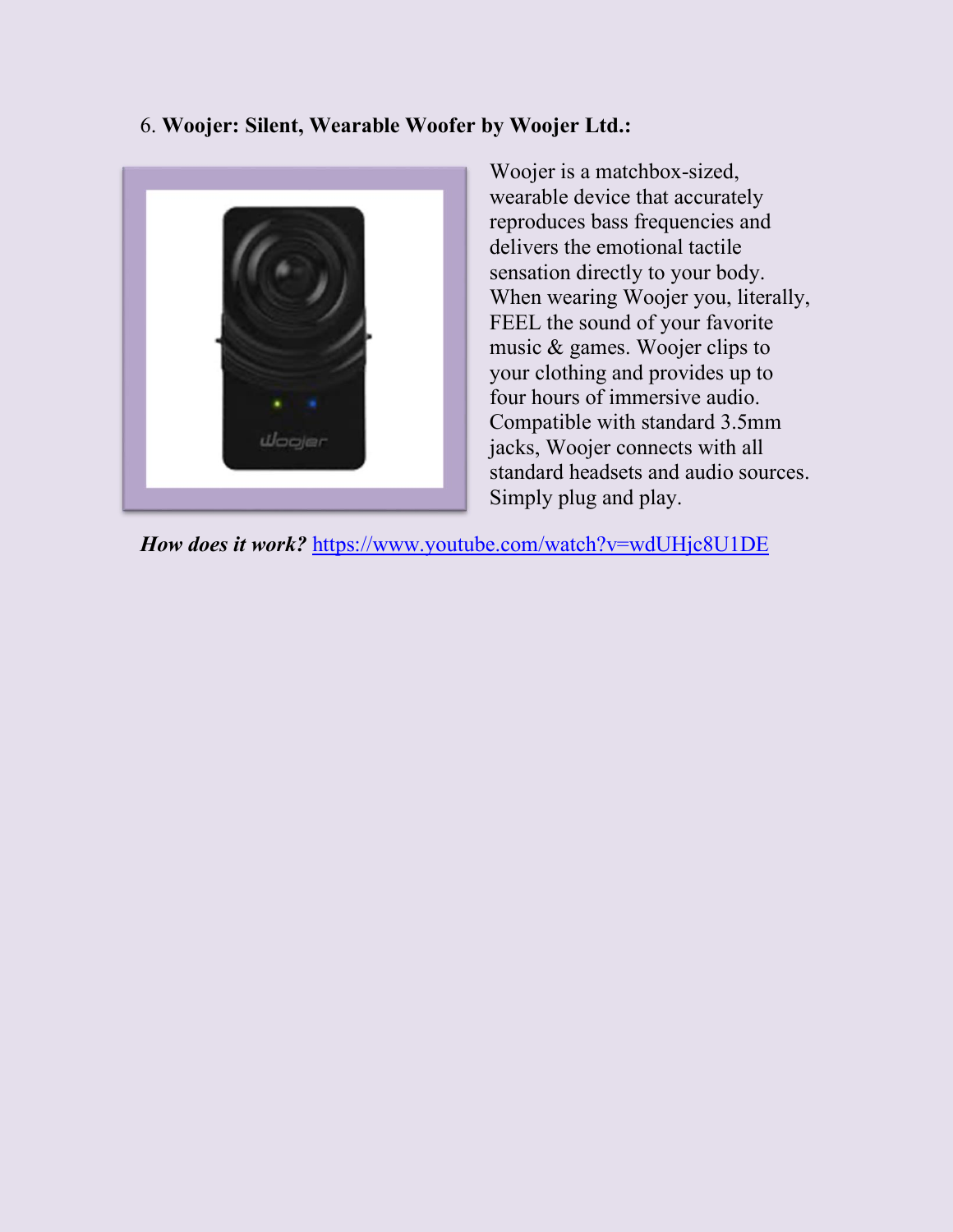6. **Woojer: Silent, Wearable Woofer by Woojer Ltd.:**

Woojer is a matchbox-sized, wearable device that accurately reproduces bass frequencies and delivers the emotional tactile sensation directly to your body. When wearing Woojer you, literally, FEEL the sound of your favorite music & games. Woojer clips to your clothing and provides up to four hours of immersive audio. Compatible with standard 3.5mm jacks, Woojer connects with all standard headsets and audio sources. Simply plug and play.

***How does it work?*** https://www.youtube.com/watch?v=wdUHjc8U1DE